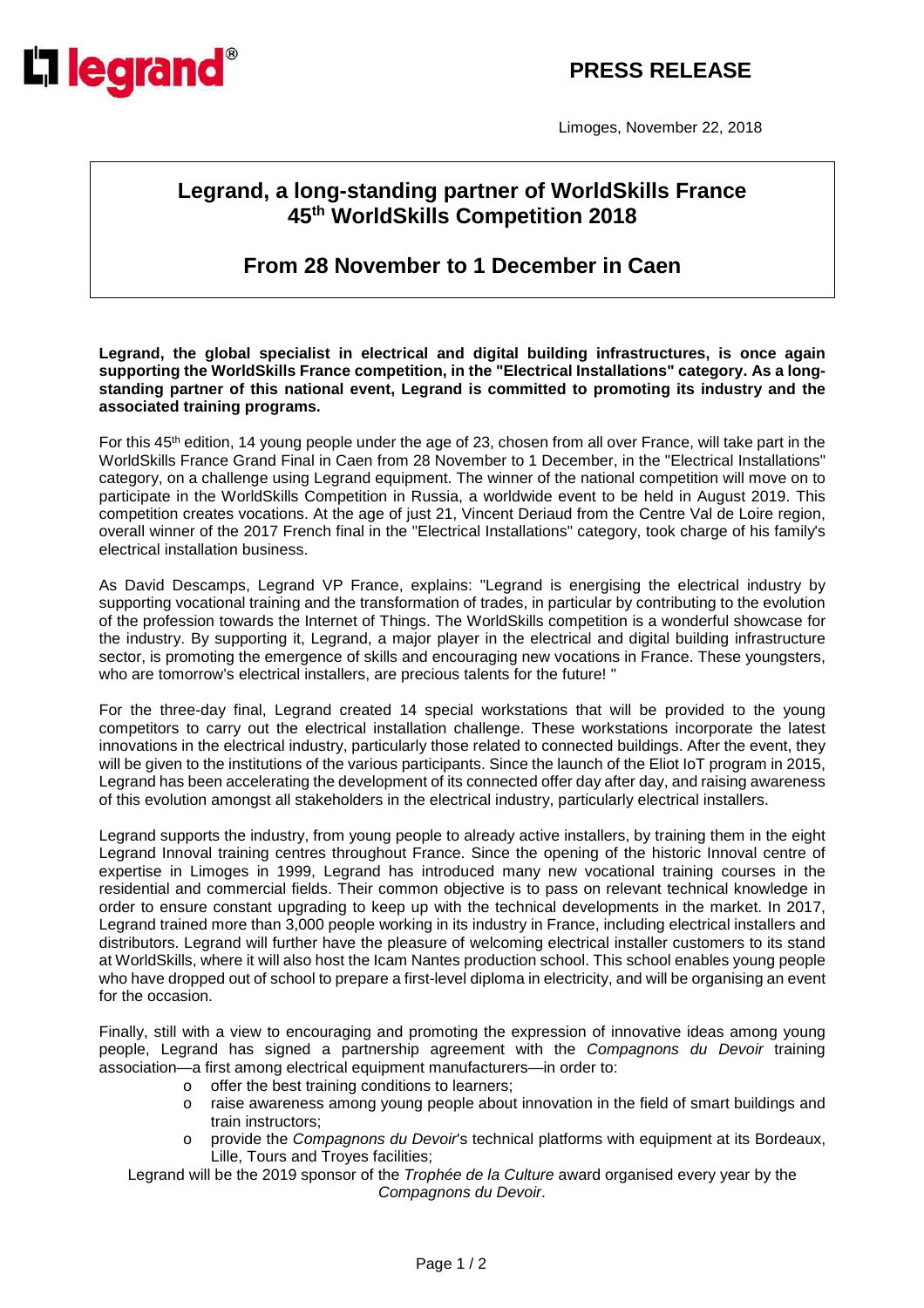**PRESS RELEASE**

Limoges, November 22, 2018

# Legrand, a long-standing partner of WorldSkills France 45th WorldSkills Competition 2018

## From 28 November to 1 December in Caen

**Legrand, the global specialist in electrical and digital building infrastructures, is once again supporting the WorldSkills France competition, in the "Electrical Installations" category. As a long-standing partner of this national event, Legrand is committed to promoting its industry and the associated training programs.**

For this 45th edition, 14 young people under the age of 23, chosen from all over France, will take part in the WorldSkills France Grand Final in Caen from 28 November to 1 December, in the "Electrical Installations" category, on a challenge using Legrand equipment. The winner of the national competition will move on to participate in the WorldSkills Competition in Russia, a worldwide event to be held in August 2019. This competition creates vocations. At the age of just 21, Vincent Deriaud from the Centre Val de Loire region, overall winner of the 2017 French final in the "Electrical Installations" category, took charge of his family's electrical installation business.

As David Descamps, Legrand VP France, explains: "Legrand is energising the electrical industry by supporting vocational training and the transformation of trades, in particular by contributing to the evolution of the profession towards the Internet of Things. The WorldSkills competition is a wonderful showcase for the industry. By supporting it, Legrand, a major player in the electrical and digital building infrastructure sector, is promoting the emergence of skills and encouraging new vocations in France. These youngsters, who are tomorrow's electrical installers, are precious talents for the future! "

For the three-day final, Legrand created 14 special workstations that will be provided to the young competitors to carry out the electrical installation challenge. These workstations incorporate the latest innovations in the electrical industry, particularly those related to connected buildings. After the event, they will be given to the institutions of the various participants. Since the launch of the Eliot IoT program in 2015, Legrand has been accelerating the development of its connected offer day after day, and raising awareness of this evolution amongst all stakeholders in the electrical industry, particularly electrical installers.

Legrand supports the industry, from young people to already active installers, by training them in the eight Legrand Innoval training centres throughout France. Since the opening of the historic Innoval centre of expertise in Limoges in 1999, Legrand has introduced many new vocational training courses in the residential and commercial fields. Their common objective is to pass on relevant technical knowledge in order to ensure constant upgrading to keep up with the technical developments in the market. In 2017, Legrand trained more than 3,000 people working in its industry in France, including electrical installers and distributors. Legrand will further have the pleasure of welcoming electrical installer customers to its stand at WorldSkills, where it will also host the Icam Nantes production school. This school enables young people who have dropped out of school to prepare a first-level diploma in electricity, and will be organising an event for the occasion.

Finally, still with a view to encouraging and promoting the expression of innovative ideas among young people, Legrand has signed a partnership agreement with the *Compagnons du Devoir* training association—a first among electrical equipment manufacturers—in order to:

- offer the best training conditions to learners;
- raise awareness among young people about innovation in the field of smart buildings and train instructors;
- provide the *Compagnons du Devoir*'s technical platforms with equipment at its Bordeaux, Lille, Tours and Troyes facilities;

Legrand will be the 2019 sponsor of the *Trophée de la Culture* award organised every year by the *Compagnons du Devoir*.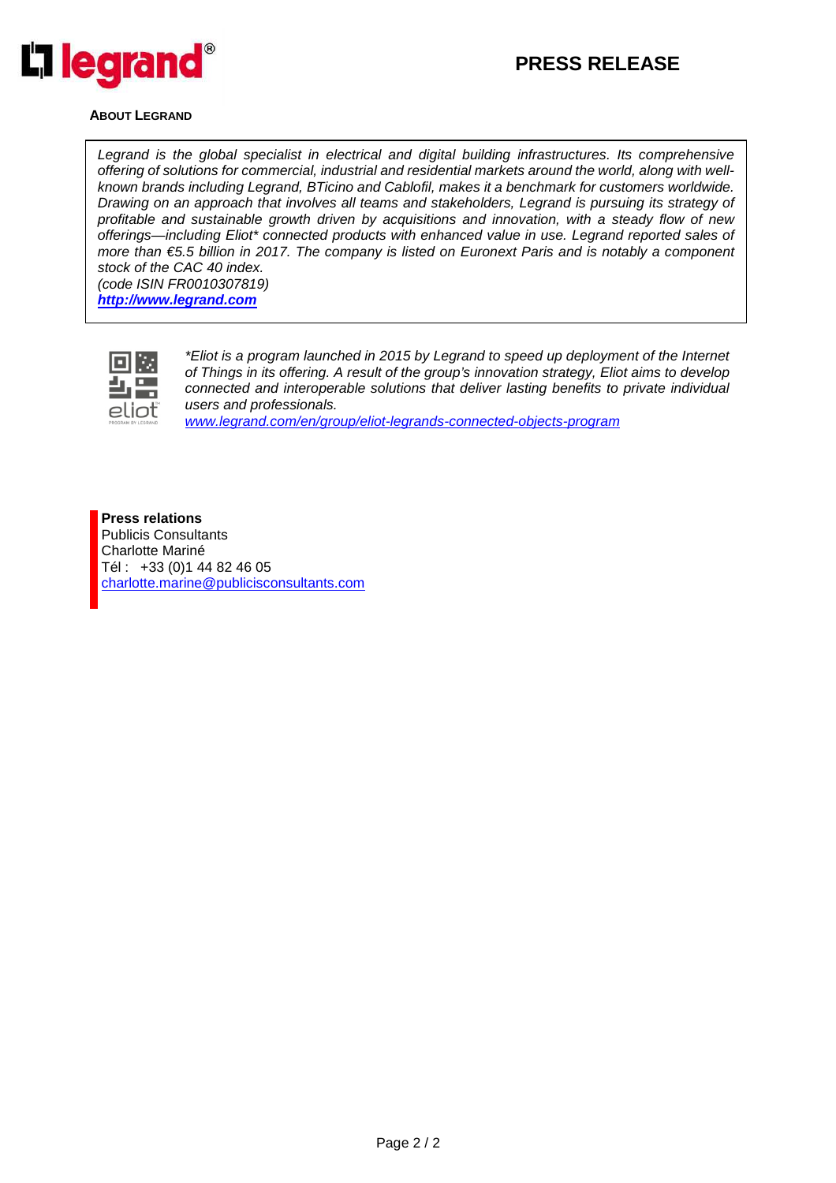**About Legrand**

*Legrand is the global specialist in electrical and digital building infrastructures. Its comprehensive offering of solutions for commercial, industrial and residential markets around the world, along with well-known brands including Legrand, BTicino and Cablofil, makes it a benchmark for customers worldwide. Drawing on an approach that involves all teams and stakeholders, Legrand is pursuing its strategy of profitable and sustainable growth driven by acquisitions and innovation, with a steady flow of new offerings—including Eliot* connected products with enhanced value in use. Legrand reported sales of more than €5.5 billion in 2017. The company is listed on Euronext Paris and is notably a component stock of the CAC 40 index.*
*(code ISIN FR0010307819)*
***http://www.legrand.com***

*\*Eliot is a program launched in 2015 by Legrand to speed up deployment of the Internet of Things in its offering. A result of the group's innovation strategy, Eliot aims to develop connected and interoperable solutions that deliver lasting benefits to private individual users and professionals.*
*www.legrand.com/en/group/eliot-legrands-connected-objects-program*

**Press relations**
Publicis Consultants
Charlotte Mariné
Tél : +33 (0)1 44 82 46 05
charlotte.marine@publicisconsultants.com